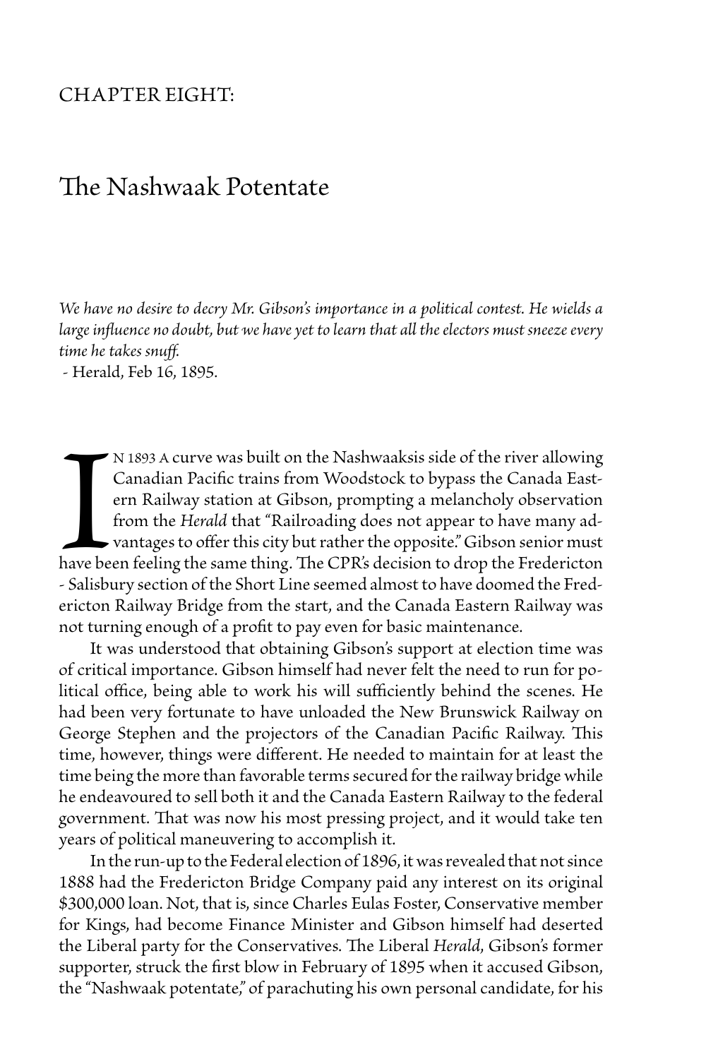CHAPTER EIGHT:

# The Nashwaak Potentate

*We have no desire to decry Mr. Gibson's importance in a political contest. He wields a large influence no doubt, but we have yet to learn that all the electors must sneeze every time he takes snuff.*
- Herald, Feb 16, 1895.

In 1893 a curve was built on the Nashwaaksis side of the river allowing Canadian Pacific trains from Woodstock to bypass the Canada Eastern Railway station at Gibson, prompting a melancholy observation from the *Herald* that "Railroading does not appear to have many advantages to offer this city but rather the opposite." Gibson senior must have been feeling the same thing. The CPR's decision to drop the Fredericton - Salisbury section of the Short Line seemed almost to have doomed the Fredericton Railway Bridge from the start, and the Canada Eastern Railway was not turning enough of a profit to pay even for basic maintenance.

It was understood that obtaining Gibson's support at election time was of critical importance. Gibson himself had never felt the need to run for political office, being able to work his will sufficiently behind the scenes. He had been very fortunate to have unloaded the New Brunswick Railway on George Stephen and the projectors of the Canadian Pacific Railway. This time, however, things were different. He needed to maintain for at least the time being the more than favorable terms secured for the railway bridge while he endeavoured to sell both it and the Canada Eastern Railway to the federal government. That was now his most pressing project, and it would take ten years of political maneuvering to accomplish it.

In the run-up to the Federal election of 1896, it was revealed that not since 1888 had the Fredericton Bridge Company paid any interest on its original $300,000 loan. Not, that is, since Charles Eulas Foster, Conservative member for Kings, had become Finance Minister and Gibson himself had deserted the Liberal party for the Conservatives. The Liberal *Herald*, Gibson's former supporter, struck the first blow in February of 1895 when it accused Gibson, the "Nashwaak potentate," of parachuting his own personal candidate, for his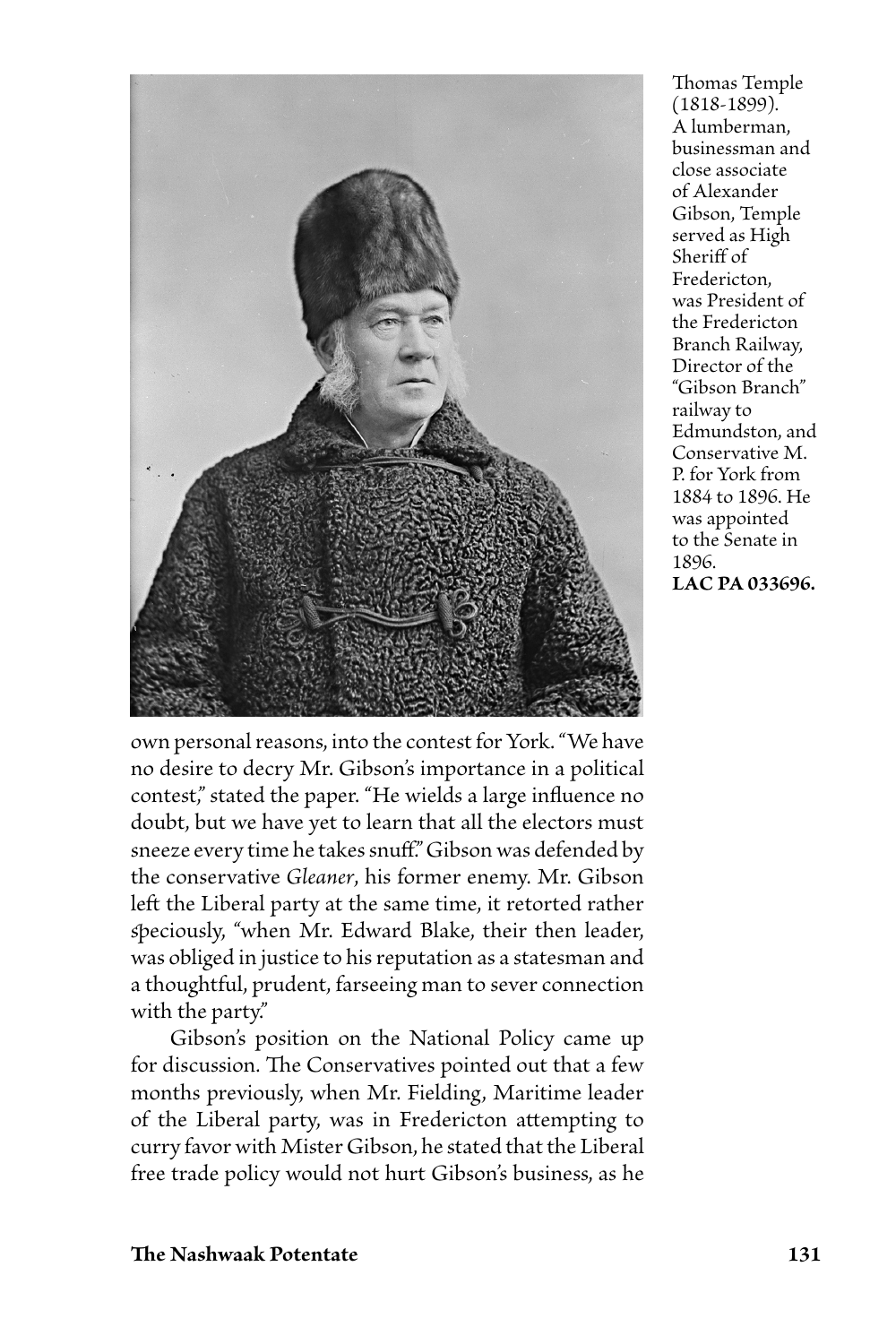Thomas Temple (1818-1899). A lumberman, businessman and close associate of Alexander Gibson, Temple served as High Sheriff of Fredericton, was President of the Fredericton Branch Railway, Director of the "Gibson Branch" railway to Edmundston, and Conservative M. P. for York from 1884 to 1896. He was appointed to the Senate in 1896. **LAC PA 033696.**

own personal reasons, into the contest for York. "We have no desire to decry Mr. Gibson's importance in a political contest," stated the paper. "He wields a large influence no doubt, but we have yet to learn that all the electors must sneeze every time he takes snuff." Gibson was defended by the conservative *Gleaner*, his former enemy. Mr. Gibson left the Liberal party at the same time, it retorted rather speciously, "when Mr. Edward Blake, their then leader, was obliged in justice to his reputation as a statesman and a thoughtful, prudent, farseeing man to sever connection with the party."

Gibson's position on the National Policy came up for discussion. The Conservatives pointed out that a few months previously, when Mr. Fielding, Maritime leader of the Liberal party, was in Fredericton attempting to curry favor with Mister Gibson, he stated that the Liberal free trade policy would not hurt Gibson's business, as he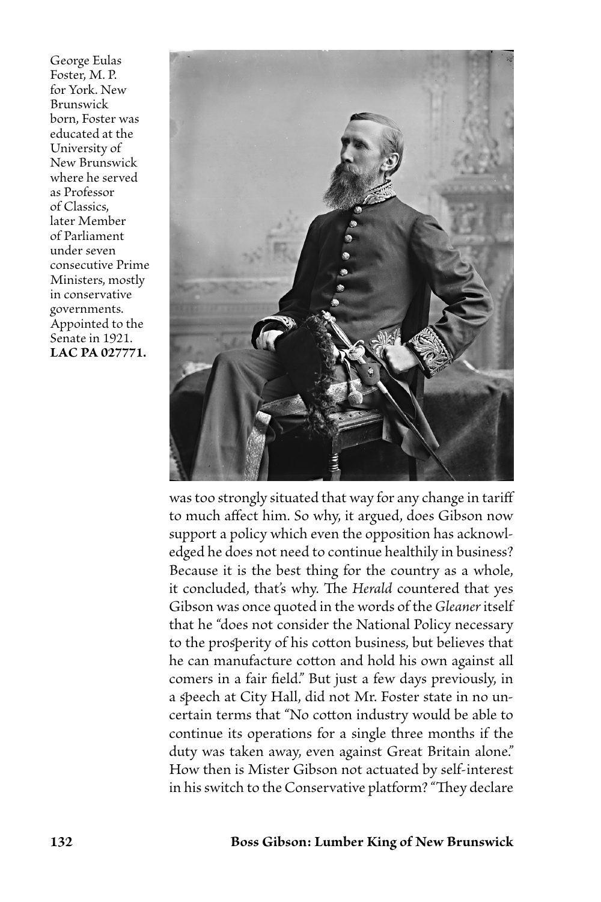George Eulas Foster, M. P. for York. New Brunswick born, Foster was educated at the University of New Brunswick where he served as Professor of Classics, later Member of Parliament under seven consecutive Prime Ministers, mostly in conservative governments. Appointed to the Senate in 1921. **LAC PA 027771.**

was too strongly situated that way for any change in tariff to much affect him. So why, it argued, does Gibson now support a policy which even the opposition has acknowledged he does not need to continue healthily in business? Because it is the best thing for the country as a whole, it concluded, that's why. The *Herald* countered that yes Gibson was once quoted in the words of the *Gleaner* itself that he "does not consider the National Policy necessary to the prosperity of his cotton business, but believes that he can manufacture cotton and hold his own against all comers in a fair field." But just a few days previously, in a speech at City Hall, did not Mr. Foster state in no uncertain terms that "No cotton industry would be able to continue its operations for a single three months if the duty was taken away, even against Great Britain alone." How then is Mister Gibson not actuated by self-interest in his switch to the Conservative platform? "They declare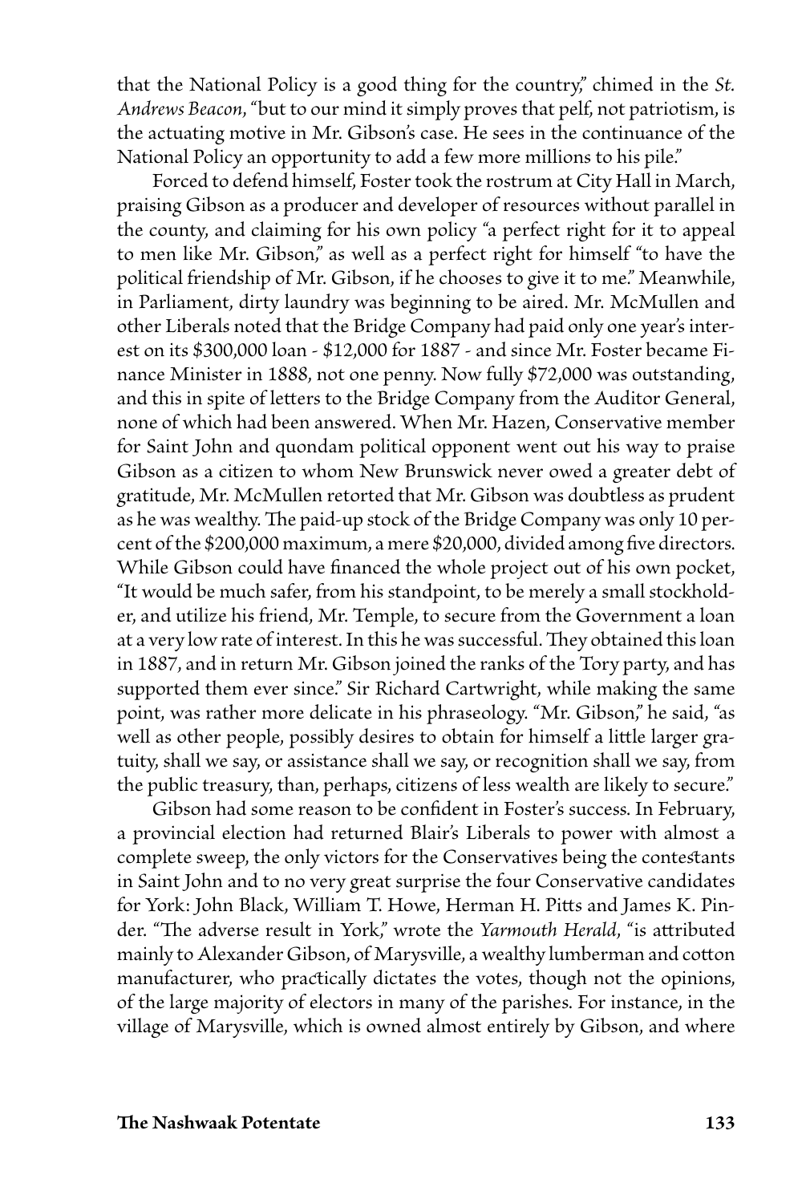that the National Policy is a good thing for the country," chimed in the *St. Andrews Beacon*, "but to our mind it simply proves that pelf, not patriotism, is the actuating motive in Mr. Gibson's case. He sees in the continuance of the National Policy an opportunity to add a few more millions to his pile."

Forced to defend himself, Foster took the rostrum at City Hall in March, praising Gibson as a producer and developer of resources without parallel in the county, and claiming for his own policy "a perfect right for it to appeal to men like Mr. Gibson," as well as a perfect right for himself "to have the political friendship of Mr. Gibson, if he chooses to give it to me." Meanwhile, in Parliament, dirty laundry was beginning to be aired. Mr. McMullen and other Liberals noted that the Bridge Company had paid only one year's interest on its \$300,000 loan - \$12,000 for 1887 - and since Mr. Foster became Finance Minister in 1888, not one penny. Now fully \$72,000 was outstanding, and this in spite of letters to the Bridge Company from the Auditor General, none of which had been answered. When Mr. Hazen, Conservative member for Saint John and quondam political opponent went out his way to praise Gibson as a citizen to whom New Brunswick never owed a greater debt of gratitude, Mr. McMullen retorted that Mr. Gibson was doubtless as prudent as he was wealthy. The paid-up stock of the Bridge Company was only 10 percent of the \$200,000 maximum, a mere \$20,000, divided among five directors. While Gibson could have financed the whole project out of his own pocket, "It would be much safer, from his standpoint, to be merely a small stockholder, and utilize his friend, Mr. Temple, to secure from the Government a loan at a very low rate of interest. In this he was successful. They obtained this loan in 1887, and in return Mr. Gibson joined the ranks of the Tory party, and has supported them ever since." Sir Richard Cartwright, while making the same point, was rather more delicate in his phraseology. "Mr. Gibson," he said, "as well as other people, possibly desires to obtain for himself a little larger gratuity, shall we say, or assistance shall we say, or recognition shall we say, from the public treasury, than, perhaps, citizens of less wealth are likely to secure."

Gibson had some reason to be confident in Foster's success. In February, a provincial election had returned Blair's Liberals to power with almost a complete sweep, the only victors for the Conservatives being the contestants in Saint John and to no very great surprise the four Conservative candidates for York: John Black, William T. Howe, Herman H. Pitts and James K. Pinder. "The adverse result in York," wrote the *Yarmouth Herald*, "is attributed mainly to Alexander Gibson, of Marysville, a wealthy lumberman and cotton manufacturer, who practically dictates the votes, though not the opinions, of the large majority of electors in many of the parishes. For instance, in the village of Marysville, which is owned almost entirely by Gibson, and where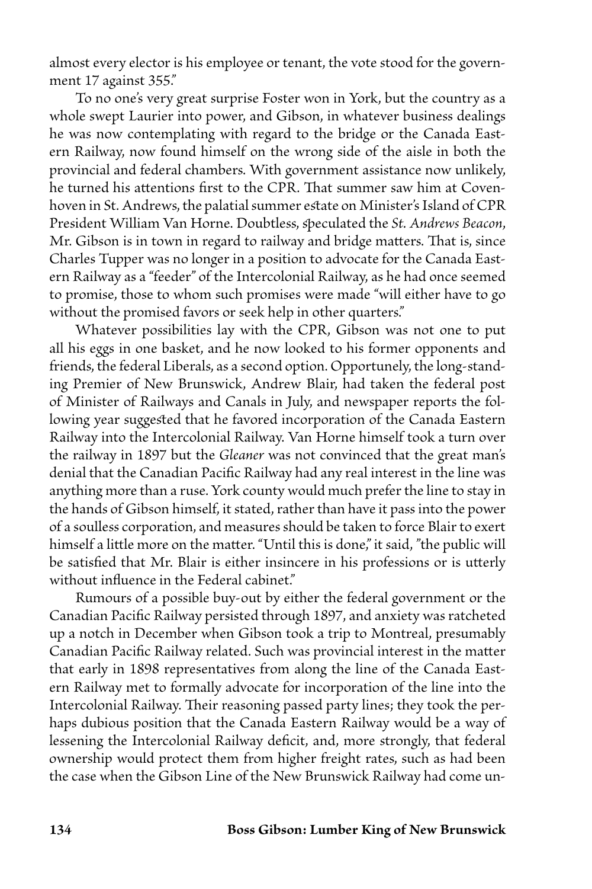almost every elector is his employee or tenant, the vote stood for the government 17 against 355."

To no one's very great surprise Foster won in York, but the country as a whole swept Laurier into power, and Gibson, in whatever business dealings he was now contemplating with regard to the bridge or the Canada Eastern Railway, now found himself on the wrong side of the aisle in both the provincial and federal chambers. With government assistance now unlikely, he turned his attentions first to the CPR. That summer saw him at Covenhoven in St. Andrews, the palatial summer estate on Minister's Island of CPR President William Van Horne. Doubtless, speculated the *St. Andrews Beacon*, Mr. Gibson is in town in regard to railway and bridge matters. That is, since Charles Tupper was no longer in a position to advocate for the Canada Eastern Railway as a "feeder" of the Intercolonial Railway, as he had once seemed to promise, those to whom such promises were made "will either have to go without the promised favors or seek help in other quarters."

Whatever possibilities lay with the CPR, Gibson was not one to put all his eggs in one basket, and he now looked to his former opponents and friends, the federal Liberals, as a second option. Opportunely, the long-standing Premier of New Brunswick, Andrew Blair, had taken the federal post of Minister of Railways and Canals in July, and newspaper reports the following year suggested that he favored incorporation of the Canada Eastern Railway into the Intercolonial Railway. Van Horne himself took a turn over the railway in 1897 but the *Gleaner* was not convinced that the great man's denial that the Canadian Pacific Railway had any real interest in the line was anything more than a ruse. York county would much prefer the line to stay in the hands of Gibson himself, it stated, rather than have it pass into the power of a soulless corporation, and measures should be taken to force Blair to exert himself a little more on the matter. "Until this is done," it said, "the public will be satisfied that Mr. Blair is either insincere in his professions or is utterly without influence in the Federal cabinet."

Rumours of a possible buy-out by either the federal government or the Canadian Pacific Railway persisted through 1897, and anxiety was ratcheted up a notch in December when Gibson took a trip to Montreal, presumably Canadian Pacific Railway related. Such was provincial interest in the matter that early in 1898 representatives from along the line of the Canada Eastern Railway met to formally advocate for incorporation of the line into the Intercolonial Railway. Their reasoning passed party lines; they took the perhaps dubious position that the Canada Eastern Railway would be a way of lessening the Intercolonial Railway deficit, and, more strongly, that federal ownership would protect them from higher freight rates, such as had been the case when the Gibson Line of the New Brunswick Railway had come un-